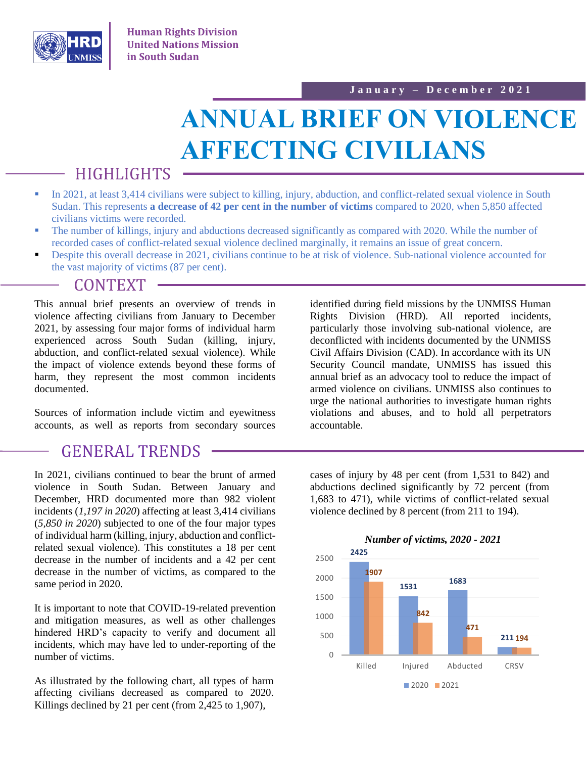Human Rights Division
United Nations Mission
in South Sudan

January – December 2021

# ANNUAL BRIEF ON VIOLENCE AFFECTING CIVILIANS

## HIGHLIGHTS

- In 2021, at least 3,414 civilians were subject to killing, injury, abduction, and conflict-related sexual violence in South Sudan. This represents **a decrease of 42 per cent in the number of victims** compared to 2020, when 5,850 affected civilians victims were recorded.
- The number of killings, injury and abductions decreased significantly as compared with 2020. While the number of recorded cases of conflict-related sexual violence declined marginally, it remains an issue of great concern.
- Despite this overall decrease in 2021, civilians continue to be at risk of violence. Sub-national violence accounted for the vast majority of victims (87 per cent).

## CONTEXT

This annual brief presents an overview of trends in violence affecting civilians from January to December 2021, by assessing four major forms of individual harm experienced across South Sudan (killing, injury, abduction, and conflict-related sexual violence). While the impact of violence extends beyond these forms of harm, they represent the most common incidents documented.

Sources of information include victim and eyewitness accounts, as well as reports from secondary sources identified during field missions by the UNMISS Human Rights Division (HRD). All reported incidents, particularly those involving sub-national violence, are deconflicted with incidents documented by the UNMISS Civil Affairs Division (CAD). In accordance with its UN Security Council mandate, UNMISS has issued this annual brief as an advocacy tool to reduce the impact of armed violence on civilians. UNMISS also continues to urge the national authorities to investigate human rights violations and abuses, and to hold all perpetrators accountable.

## GENERAL TRENDS

In 2021, civilians continued to bear the brunt of armed violence in South Sudan. Between January and December, HRD documented more than 982 violent incidents (*1,197 in 2020*) affecting at least 3,414 civilians (*5,850 in 2020*) subjected to one of the four major types of individual harm (killing, injury, abduction and conflict-related sexual violence). This constitutes a 18 per cent decrease in the number of incidents and a 42 per cent decrease in the number of victims, as compared to the same period in 2020.

It is important to note that COVID-19-related prevention and mitigation measures, as well as other challenges hindered HRD's capacity to verify and document all incidents, which may have led to under-reporting of the number of victims.

As illustrated by the following chart, all types of harm affecting civilians decreased as compared to 2020. Killings declined by 21 per cent (from 2,425 to 1,907), cases of injury by 48 per cent (from 1,531 to 842) and abductions declined significantly by 72 percent (from 1,683 to 471), while victims of conflict-related sexual violence declined by 8 percent (from 211 to 194).

*Number of victims, 2020 - 2021*

| | 2020 | 2021 |
|---|---|---|
| Killed | 2425 | 1907 |
| Injured | 1531 | 842 |
| Abducted | 1683 | 471 |
| CRSV | 211 | 194 |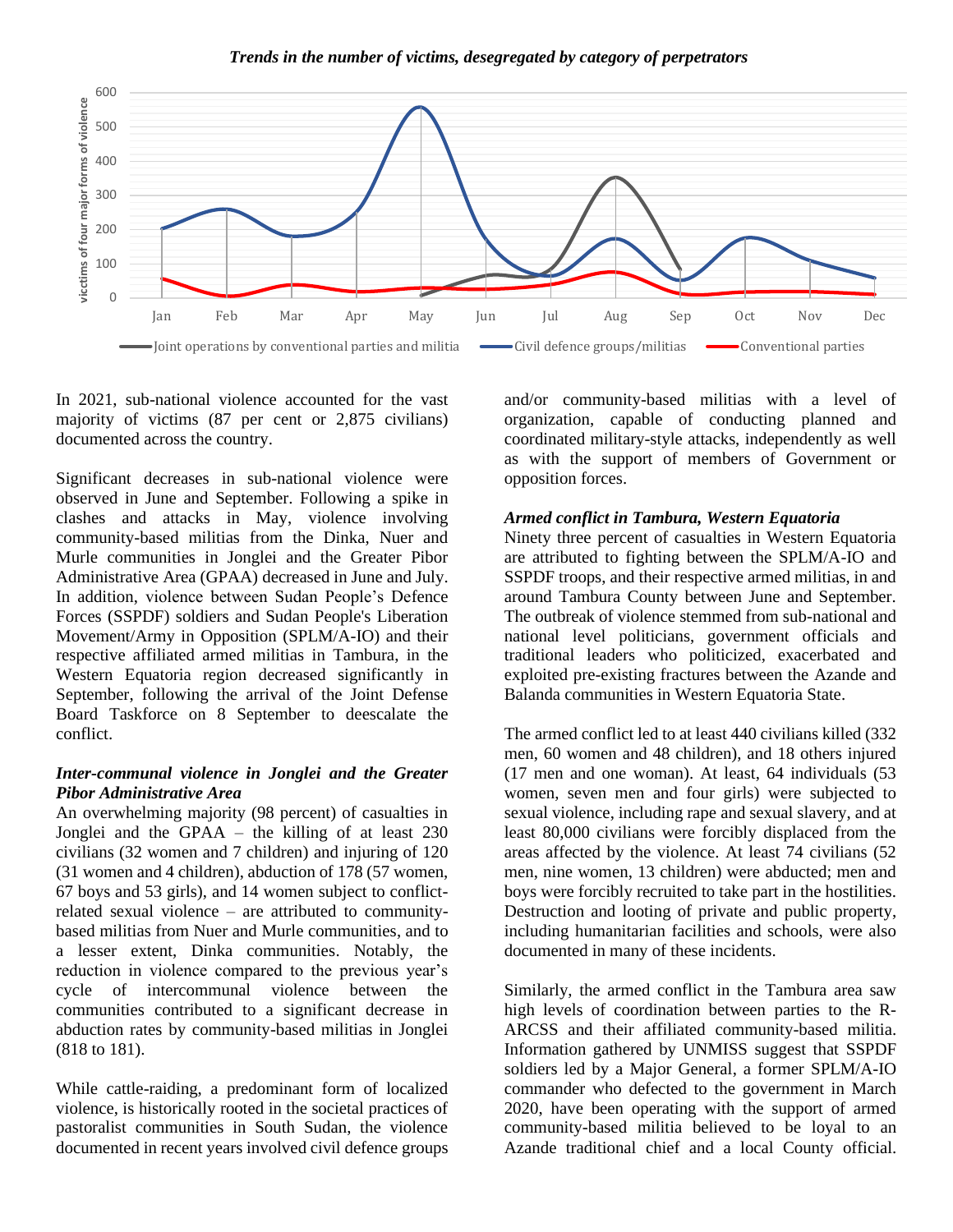*Trends in the number of victims, desegregated by category of perpetrators*

In 2021, sub-national violence accounted for the vast majority of victims (87 per cent or 2,875 civilians) documented across the country.

Significant decreases in sub-national violence were observed in June and September. Following a spike in clashes and attacks in May, violence involving community-based militias from the Dinka, Nuer and Murle communities in Jonglei and the Greater Pibor Administrative Area (GPAA) decreased in June and July. In addition, violence between Sudan People's Defence Forces (SSPDF) soldiers and Sudan People's Liberation Movement/Army in Opposition (SPLM/A-IO) and their respective affiliated armed militias in Tambura, in the Western Equatoria region decreased significantly in September, following the arrival of the Joint Defense Board Taskforce on 8 September to deescalate the conflict.

***Inter-communal violence in Jonglei and the Greater Pibor Administrative Area***

An overwhelming majority (98 percent) of casualties in Jonglei and the GPAA – the killing of at least 230 civilians (32 women and 7 children) and injuring of 120 (31 women and 4 children), abduction of 178 (57 women, 67 boys and 53 girls), and 14 women subject to conflict-related sexual violence – are attributed to community-based militias from Nuer and Murle communities, and to a lesser extent, Dinka communities. Notably, the reduction in violence compared to the previous year's cycle of intercommunal violence between the communities contributed to a significant decrease in abduction rates by community-based militias in Jonglei (818 to 181).

While cattle-raiding, a predominant form of localized violence, is historically rooted in the societal practices of pastoralist communities in South Sudan, the violence documented in recent years involved civil defence groups and/or community-based militias with a level of organization, capable of conducting planned and coordinated military-style attacks, independently as well as with the support of members of Government or opposition forces.

***Armed conflict in Tambura, Western Equatoria***

Ninety three percent of casualties in Western Equatoria are attributed to fighting between the SPLM/A-IO and SSPDF troops, and their respective armed militias, in and around Tambura County between June and September. The outbreak of violence stemmed from sub-national and national level politicians, government officials and traditional leaders who politicized, exacerbated and exploited pre-existing fractures between the Azande and Balanda communities in Western Equatoria State.

The armed conflict led to at least 440 civilians killed (332 men, 60 women and 48 children), and 18 others injured (17 men and one woman). At least, 64 individuals (53 women, seven men and four girls) were subjected to sexual violence, including rape and sexual slavery, and at least 80,000 civilians were forcibly displaced from the areas affected by the violence. At least 74 civilians (52 men, nine women, 13 children) were abducted; men and boys were forcibly recruited to take part in the hostilities. Destruction and looting of private and public property, including humanitarian facilities and schools, were also documented in many of these incidents.

Similarly, the armed conflict in the Tambura area saw high levels of coordination between parties to the R-ARCSS and their affiliated community-based militia. Information gathered by UNMISS suggest that SSPDF soldiers led by a Major General, a former SPLM/A-IO commander who defected to the government in March 2020, have been operating with the support of armed community-based militia believed to be loyal to an Azande traditional chief and a local County official.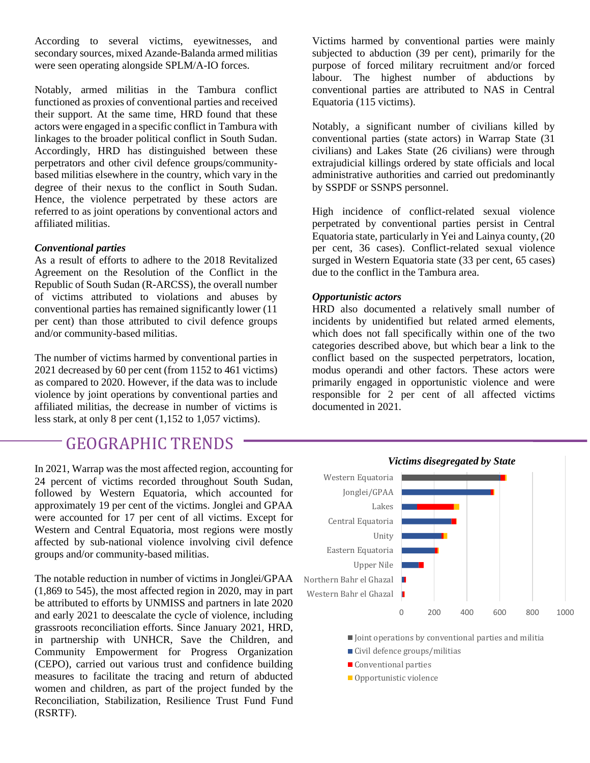According to several victims, eyewitnesses, and secondary sources, mixed Azande-Balanda armed militias were seen operating alongside SPLM/A-IO forces.

Notably, armed militias in the Tambura conflict functioned as proxies of conventional parties and received their support. At the same time, HRD found that these actors were engaged in a specific conflict in Tambura with linkages to the broader political conflict in South Sudan. Accordingly, HRD has distinguished between these perpetrators and other civil defence groups/community-based militias elsewhere in the country, which vary in the degree of their nexus to the conflict in South Sudan. Hence, the violence perpetrated by these actors are referred to as joint operations by conventional actors and affiliated militias.

***Conventional parties***

As a result of efforts to adhere to the 2018 Revitalized Agreement on the Resolution of the Conflict in the Republic of South Sudan (R-ARCSS), the overall number of victims attributed to violations and abuses by conventional parties has remained significantly lower (11 per cent) than those attributed to civil defence groups and/or community-based militias.

The number of victims harmed by conventional parties in 2021 decreased by 60 per cent (from 1152 to 461 victims) as compared to 2020. However, if the data was to include violence by joint operations by conventional parties and affiliated militias, the decrease in number of victims is less stark, at only 8 per cent (1,152 to 1,057 victims).

Victims harmed by conventional parties were mainly subjected to abduction (39 per cent), primarily for the purpose of forced military recruitment and/or forced labour. The highest number of abductions by conventional parties are attributed to NAS in Central Equatoria (115 victims).

Notably, a significant number of civilians killed by conventional parties (state actors) in Warrap State (31 civilians) and Lakes State (26 civilians) were through extrajudicial killings ordered by state officials and local administrative authorities and carried out predominantly by SSPDF or SSNPS personnel.

High incidence of conflict-related sexual violence perpetrated by conventional parties persist in Central Equatoria state, particularly in Yei and Lainya county, (20 per cent, 36 cases). Conflict-related sexual violence surged in Western Equatoria state (33 per cent, 65 cases) due to the conflict in the Tambura area.

***Opportunistic actors***

HRD also documented a relatively small number of incidents by unidentified but related armed elements, which does not fall specifically within one of the two categories described above, but which bear a link to the conflict based on the suspected perpetrators, location, modus operandi and other factors. These actors were primarily engaged in opportunistic violence and were responsible for 2 per cent of all affected victims documented in 2021.

## GEOGRAPHIC TRENDS

In 2021, Warrap was the most affected region, accounting for 24 percent of victims recorded throughout South Sudan, followed by Western Equatoria, which accounted for approximately 19 per cent of the victims. Jonglei and GPAA were accounted for 17 per cent of all victims. Except for Western and Central Equatoria, most regions were mostly affected by sub-national violence involving civil defence groups and/or community-based militias.

The notable reduction in number of victims in Jonglei/GPAA (1,869 to 545), the most affected region in 2020, may in part be attributed to efforts by UNMISS and partners in late 2020 and early 2021 to deescalate the cycle of violence, including grassroots reconciliation efforts. Since January 2021, HRD, in partnership with UNHCR, Save the Children, and Community Empowerment for Progress Organization (CEPO), carried out various trust and confidence building measures to facilitate the tracing and return of abducted women and children, as part of the project funded by the Reconciliation, Stabilization, Resilience Trust Fund Fund (RSRTF).

***Victims disegregated by State***

Chart categories: Western Equatoria, Jonglei/GPAA, Lakes, Central Equatoria, Unity, Eastern Equatoria, Upper Nile, Northern Bahr el Ghazal, Western Bahr el Ghazal (x-axis 0–1000)

Legend: Joint operations by conventional parties and militia; Civil defence groups/militias; Conventional parties; Opportunistic violence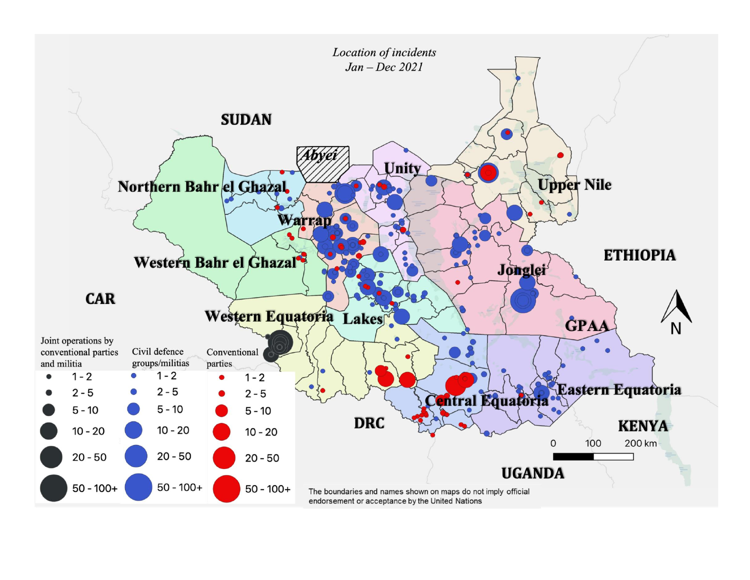*Location of incidents*
*Jan – Dec 2021*

SUDAN

Abyei

Unity

Northern Bahr el Ghazal

Upper Nile

Warrap

ETHIOPIA

Western Bahr el Ghazal

Jonglei

CAR

Western Equatoria

Lakes

GPAA

N

| Joint operations by conventional parties and militia | Civil defence groups/militias | Conventional parties |
|---|---|---|
| 1 - 2 | 1 - 2 | 1 - 2 |
| 2 - 5 | 2 - 5 | 2 - 5 |
| 5 - 10 | 5 - 10 | 5 - 10 |
| 10 - 20 | 10 - 20 | 10 - 20 |
| 20 - 50 | 20 - 50 | 20 - 50 |
| 50 - 100+ | 50 - 100+ | 50 - 100+ |

Central Equatoria

Eastern Equatoria

DRC

KENYA

0 100 200 km

UGANDA

The boundaries and names shown on maps do not imply official endorsement or acceptance by the United Nations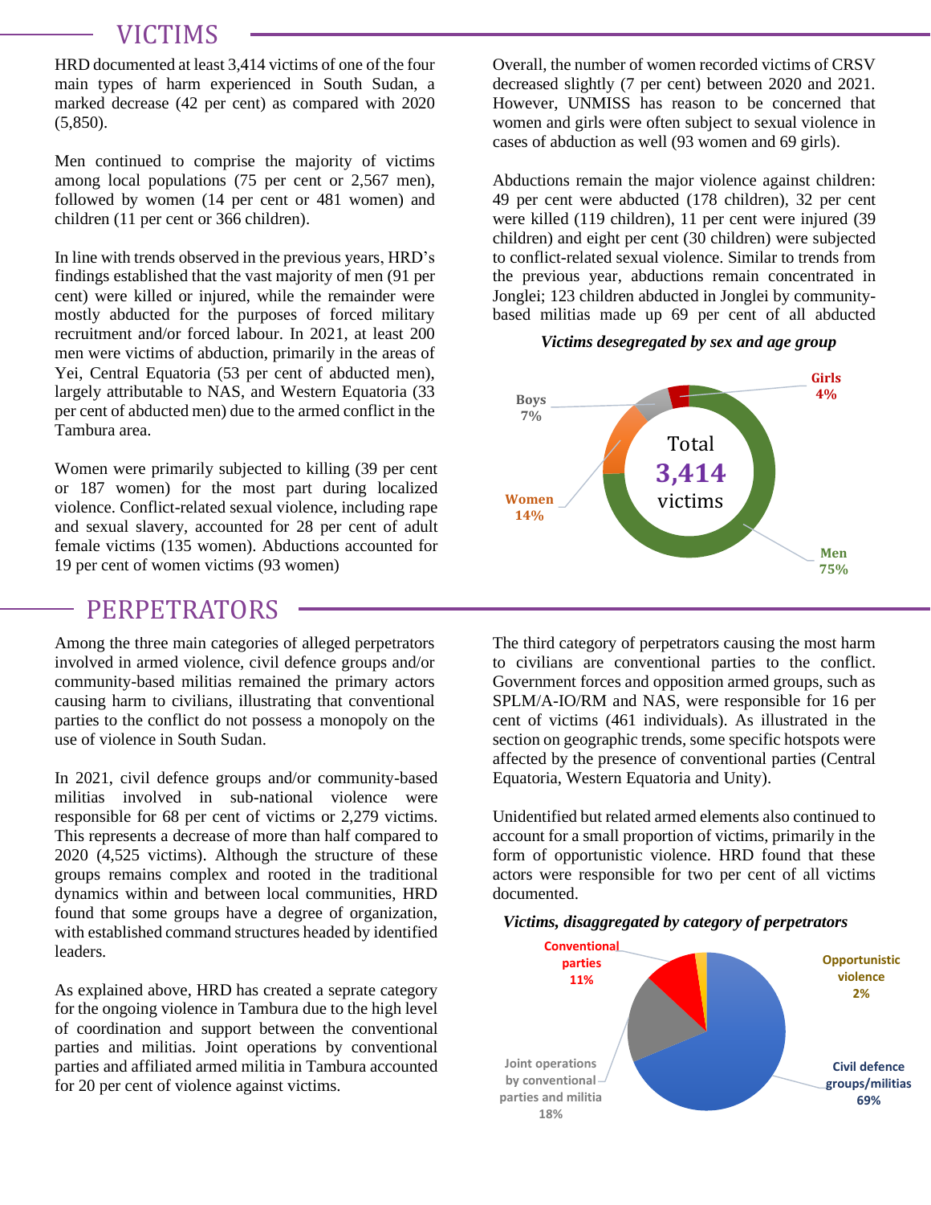## VICTIMS

HRD documented at least 3,414 victims of one of the four main types of harm experienced in South Sudan, a marked decrease (42 per cent) as compared with 2020 (5,850).

Men continued to comprise the majority of victims among local populations (75 per cent or 2,567 men), followed by women (14 per cent or 481 women) and children (11 per cent or 366 children).

In line with trends observed in the previous years, HRD's findings established that the vast majority of men (91 per cent) were killed or injured, while the remainder were mostly abducted for the purposes of forced military recruitment and/or forced labour. In 2021, at least 200 men were victims of abduction, primarily in the areas of Yei, Central Equatoria (53 per cent of abducted men), largely attributable to NAS, and Western Equatoria (33 per cent of abducted men) due to the armed conflict in the Tambura area.

Women were primarily subjected to killing (39 per cent or 187 women) for the most part during localized violence. Conflict-related sexual violence, including rape and sexual slavery, accounted for 28 per cent of adult female victims (135 women). Abductions accounted for 19 per cent of women victims (93 women)

Overall, the number of women recorded victims of CRSV decreased slightly (7 per cent) between 2020 and 2021. However, UNMISS has reason to be concerned that women and girls were often subject to sexual violence in cases of abduction as well (93 women and 69 girls).

Abductions remain the major violence against children: 49 per cent were abducted (178 children), 32 per cent were killed (119 children), 11 per cent were injured (39 children) and eight per cent (30 children) were subjected to conflict-related sexual violence. Similar to trends from the previous year, abductions remain concentrated in Jonglei; 123 children abducted in Jonglei by community-based militias made up 69 per cent of all abducted

***Victims desegregated by sex and age group***

Total
3,414
victims

Girls 4%
Boys 7%
Women 14%
Men 75%

## PERPETRATORS

Among the three main categories of alleged perpetrators involved in armed violence, civil defence groups and/or community-based militias remained the primary actors causing harm to civilians, illustrating that conventional parties to the conflict do not possess a monopoly on the use of violence in South Sudan.

In 2021, civil defence groups and/or community-based militias involved in sub-national violence were responsible for 68 per cent of victims or 2,279 victims. This represents a decrease of more than half compared to 2020 (4,525 victims). Although the structure of these groups remains complex and rooted in the traditional dynamics within and between local communities, HRD found that some groups have a degree of organization, with established command structures headed by identified leaders.

As explained above, HRD has created a seprate category for the ongoing violence in Tambura due to the high level of coordination and support between the conventional parties and militias. Joint operations by conventional parties and affiliated armed militia in Tambura accounted for 20 per cent of violence against victims.

The third category of perpetrators causing the most harm to civilians are conventional parties to the conflict. Government forces and opposition armed groups, such as SPLM/A-IO/RM and NAS, were responsible for 16 per cent of victims (461 individuals). As illustrated in the section on geographic trends, some specific hotspots were affected by the presence of conventional parties (Central Equatoria, Western Equatoria and Unity).

Unidentified but related armed elements also continued to account for a small proportion of victims, primarily in the form of opportunistic violence. HRD found that these actors were responsible for two per cent of all victims documented.

***Victims, disaggregated by category of perpetrators***

Conventional parties 11%
Opportunistic violence 2%
Joint operations by conventional parties and militia 18%
Civil defence groups/militias 69%